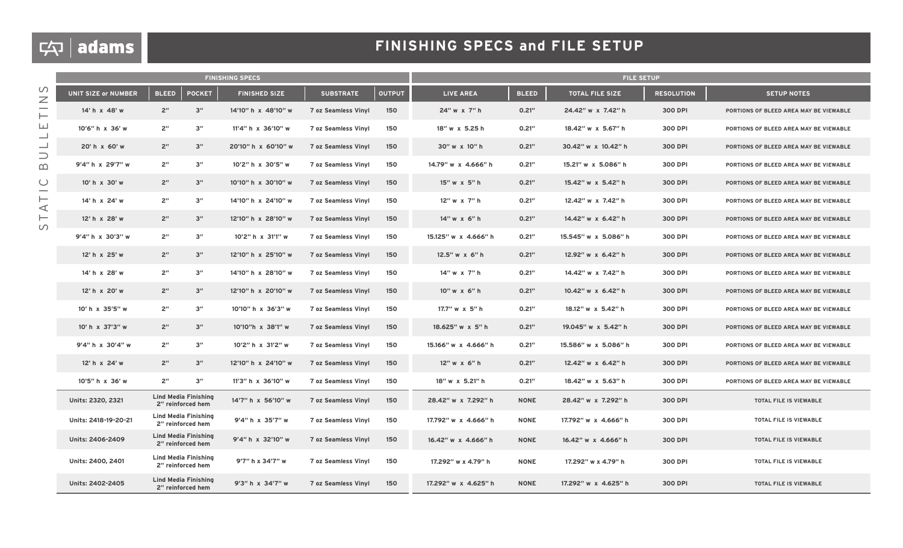adams

# FINISHING SPECS and FILE SETUP

## STATIC BULLETINS

| FINISHING SPECS | | | | | | FILE SETUP | | | | |
|---|---|---|---|---|---|---|---|---|---|---|
| UNIT SIZE or NUMBER | BLEED | POCKET | FINISHED SIZE | SUBSTRATE | OUTPUT | LIVE AREA | BLEED | TOTAL FILE SIZE | RESOLUTION | SETUP NOTES |
| 14' h x 48' w | 2" | 3" | 14'10" h x 48'10" w | 7 oz Seamless Vinyl | 150 | 24" w x 7" h | 0.21" | 24.42" w x 7.42" h | 300 DPI | PORTIONS OF BLEED AREA MAY BE VIEWABLE |
| 10'6" h x 36' w | 2" | 3" | 11'4" h x 36'10" w | 7 oz Seamless Vinyl | 150 | 18" w x 5.25 h | 0.21" | 18.42" w x 5.67" h | 300 DPI | PORTIONS OF BLEED AREA MAY BE VIEWABLE |
| 20' h x 60' w | 2" | 3" | 20'10" h x 60'10" w | 7 oz Seamless Vinyl | 150 | 30" w x 10" h | 0.21" | 30.42" w x 10.42" h | 300 DPI | PORTIONS OF BLEED AREA MAY BE VIEWABLE |
| 9'4" h x 29'7" w | 2" | 3" | 10'2" h x 30'5" w | 7 oz Seamless Vinyl | 150 | 14.79" w x 4.666" h | 0.21" | 15.21" w x 5.086" h | 300 DPI | PORTIONS OF BLEED AREA MAY BE VIEWABLE |
| 10' h x 30' w | 2" | 3" | 10'10" h x 30'10" w | 7 oz Seamless Vinyl | 150 | 15" w x 5" h | 0.21" | 15.42" w x 5.42" h | 300 DPI | PORTIONS OF BLEED AREA MAY BE VIEWABLE |
| 14' h x 24' w | 2" | 3" | 14'10" h x 24'10" w | 7 oz Seamless Vinyl | 150 | 12" w x 7" h | 0.21" | 12.42" w x 7.42" h | 300 DPI | PORTIONS OF BLEED AREA MAY BE VIEWABLE |
| 12' h x 28' w | 2" | 3" | 12'10" h x 28'10" w | 7 oz Seamless Vinyl | 150 | 14" w x 6" h | 0.21" | 14.42" w x 6.42" h | 300 DPI | PORTIONS OF BLEED AREA MAY BE VIEWABLE |
| 9'4" h x 30'3" w | 2" | 3" | 10'2" h x 31'1" w | 7 oz Seamless Vinyl | 150 | 15.125" w x 4.666" h | 0.21" | 15.545" w x 5.086" h | 300 DPI | PORTIONS OF BLEED AREA MAY BE VIEWABLE |
| 12' h x 25' w | 2" | 3" | 12'10" h x 25'10" w | 7 oz Seamless Vinyl | 150 | 12.5" w x 6" h | 0.21" | 12.92" w x 6.42" h | 300 DPI | PORTIONS OF BLEED AREA MAY BE VIEWABLE |
| 14' h x 28' w | 2" | 3" | 14'10" h x 28'10" w | 7 oz Seamless Vinyl | 150 | 14" w x 7" h | 0.21" | 14.42" w x 7.42" h | 300 DPI | PORTIONS OF BLEED AREA MAY BE VIEWABLE |
| 12' h x 20' w | 2" | 3" | 12'10" h x 20'10" w | 7 oz Seamless Vinyl | 150 | 10" w x 6" h | 0.21" | 10.42" w x 6.42" h | 300 DPI | PORTIONS OF BLEED AREA MAY BE VIEWABLE |
| 10' h x 35'5" w | 2" | 3" | 10'10" h x 36'3" w | 7 oz Seamless Vinyl | 150 | 17.7" w x 5" h | 0.21" | 18.12" w x 5.42" h | 300 DPI | PORTIONS OF BLEED AREA MAY BE VIEWABLE |
| 10' h x 37'3" w | 2" | 3" | 10'10"h x 38'1" w | 7 oz Seamless Vinyl | 150 | 18.625" w x 5" h | 0.21" | 19.045" w x 5.42" h | 300 DPI | PORTIONS OF BLEED AREA MAY BE VIEWABLE |
| 9'4" h x 30'4" w | 2" | 3" | 10'2" h x 31'2" w | 7 oz Seamless Vinyl | 150 | 15.166" w x 4.666" h | 0.21" | 15.586" w x 5.086" h | 300 DPI | PORTIONS OF BLEED AREA MAY BE VIEWABLE |
| 12' h x 24' w | 2" | 3" | 12'10" h x 24'10" w | 7 oz Seamless Vinyl | 150 | 12" w x 6" h | 0.21" | 12.42" w x 6.42" h | 300 DPI | PORTIONS OF BLEED AREA MAY BE VIEWABLE |
| 10'5" h x 36' w | 2" | 3" | 11'3" h x 36'10" w | 7 oz Seamless Vinyl | 150 | 18" w x 5.21" h | 0.21" | 18.42" w x 5.63" h | 300 DPI | PORTIONS OF BLEED AREA MAY BE VIEWABLE |
| Units: 2320, 2321 | Lind Media Finishing 2" reinforced hem | | 14'7" h x 56'10" w | 7 oz Seamless Vinyl | 150 | 28.42" w x 7.292" h | NONE | 28.42" w x 7.292" h | 300 DPI | TOTAL FILE IS VIEWABLE |
| Units: 2418-19-20-21 | Lind Media Finishing 2" reinforced hem | | 9'4" h x 35'7" w | 7 oz Seamless Vinyl | 150 | 17.792" w x 4.666" h | NONE | 17.792" w x 4.666" h | 300 DPI | TOTAL FILE IS VIEWABLE |
| Units: 2406-2409 | Lind Media Finishing 2" reinforced hem | | 9'4" h x 32'10" w | 7 oz Seamless Vinyl | 150 | 16.42" w x 4.666" h | NONE | 16.42" w x 4.666" h | 300 DPI | TOTAL FILE IS VIEWABLE |
| Units: 2400, 2401 | Lind Media Finishing 2" reinforced hem | | 9'7" h x 34'7" w | 7 oz Seamless Vinyl | 150 | 17.292" w x 4.79" h | NONE | 17.292" w x 4.79" h | 300 DPI | TOTAL FILE IS VIEWABLE |
| Units: 2402-2405 | Lind Media Finishing 2" reinforced hem | | 9'3" h x 34'7" w | 7 oz Seamless Vinyl | 150 | 17.292" w x 4.625" h | NONE | 17.292" w x 4.625" h | 300 DPI | TOTAL FILE IS VIEWABLE |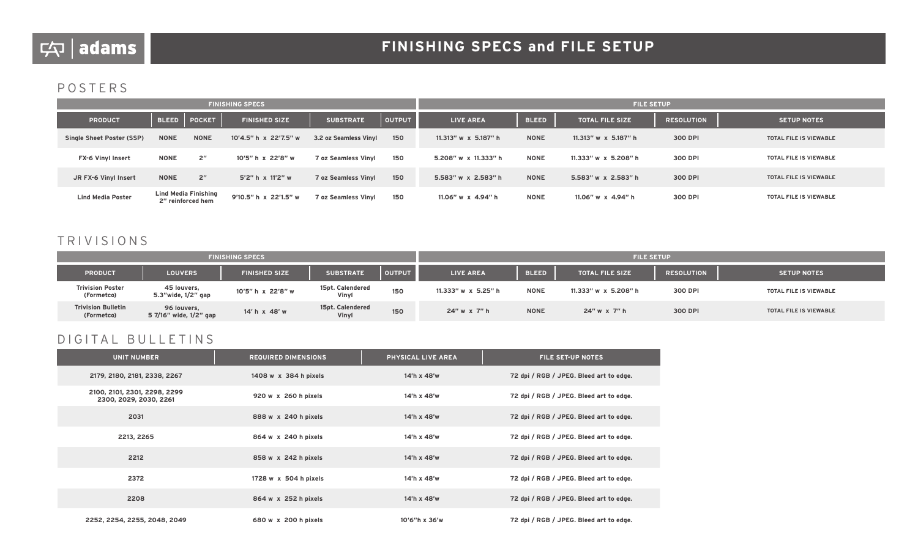# adams — FINISHING SPECS and FILE SETUP

## POSTERS

| FINISHING SPECS | | | | | | FILE SETUP | | | | |
|---|---|---|---|---|---|---|---|---|---|---|
| **PRODUCT** | **BLEED** | **POCKET** | **FINISHED SIZE** | **SUBSTRATE** | **OUTPUT** | **LIVE AREA** | **BLEED** | **TOTAL FILE SIZE** | **RESOLUTION** | **SETUP NOTES** |
| Single Sheet Poster (SSP) | NONE | NONE | 10'4.5" h x 22'7.5" w | 3.2 oz Seamless Vinyl | 150 | 11.313" w x 5.187" h | NONE | 11.313" w x 5.187" h | 300 DPI | TOTAL FILE IS VIEWABLE |
| FX-6 Vinyl Insert | NONE | 2" | 10'5" h x 22'8" w | 7 oz Seamless Vinyl | 150 | 5.208" w x 11.333" h | NONE | 11.333" w x 5.208" h | 300 DPI | TOTAL FILE IS VIEWABLE |
| JR FX-6 Vinyl Insert | NONE | 2" | 5'2" h x 11'2" w | 7 oz Seamless Vinyl | 150 | 5.583" w x 2.583" h | NONE | 5.583" w x 2.583" h | 300 DPI | TOTAL FILE IS VIEWABLE |
| Lind Media Poster | Lind Media Finishing 2" reinforced hem | | 9'10.5" h x 22'1.5" w | 7 oz Seamless Vinyl | 150 | 11.06" w x 4.94" h | NONE | 11.06" w x 4.94" h | 300 DPI | TOTAL FILE IS VIEWABLE |

## TRIVISIONS

| FINISHING SPECS | | | | | FILE SETUP | | | | |
|---|---|---|---|---|---|---|---|---|---|
| **PRODUCT** | **LOUVERS** | **FINISHED SIZE** | **SUBSTRATE** | **OUTPUT** | **LIVE AREA** | **BLEED** | **TOTAL FILE SIZE** | **RESOLUTION** | **SETUP NOTES** |
| Trivision Poster (Formetco) | 45 louvers, 5.3"wide, 1/2" gap | 10'5" h x 22'8" w | 15pt. Calendered Vinyl | 150 | 11.333" w x 5.25" h | NONE | 11.333" w x 5.208" h | 300 DPI | TOTAL FILE IS VIEWABLE |
| Trivision Bulletin (Formetco) | 96 louvers, 5 7/16" wide, 1/2" gap | 14' h x 48' w | 15pt. Calendered Vinyl | 150 | 24" w x 7" h | NONE | 24" w x 7" h | 300 DPI | TOTAL FILE IS VIEWABLE |

## DIGITAL BULLETINS

| UNIT NUMBER | REQUIRED DIMENSIONS | PHYSICAL LIVE AREA | FILE SET-UP NOTES |
|---|---|---|---|
| 2179, 2180, 2181, 2338, 2267 | 1408 w x 384 h pixels | 14'h x 48'w | 72 dpi / RGB / JPEG. Bleed art to edge. |
| 2100, 2101, 2301, 2298, 2299 2300, 2029, 2030, 2261 | 920 w x 260 h pixels | 14'h x 48'w | 72 dpi / RGB / JPEG. Bleed art to edge. |
| 2031 | 888 w x 240 h pixels | 14'h x 48'w | 72 dpi / RGB / JPEG. Bleed art to edge. |
| 2213, 2265 | 864 w x 240 h pixels | 14'h x 48'w | 72 dpi / RGB / JPEG. Bleed art to edge. |
| 2212 | 858 w x 242 h pixels | 14'h x 48'w | 72 dpi / RGB / JPEG. Bleed art to edge. |
| 2372 | 1728 w x 504 h pixels | 14'h x 48'w | 72 dpi / RGB / JPEG. Bleed art to edge. |
| 2208 | 864 w x 252 h pixels | 14'h x 48'w | 72 dpi / RGB / JPEG. Bleed art to edge. |
| 2252, 2254, 2255, 2048, 2049 | 680 w x 200 h pixels | 10'6"h x 36'w | 72 dpi / RGB / JPEG. Bleed art to edge. |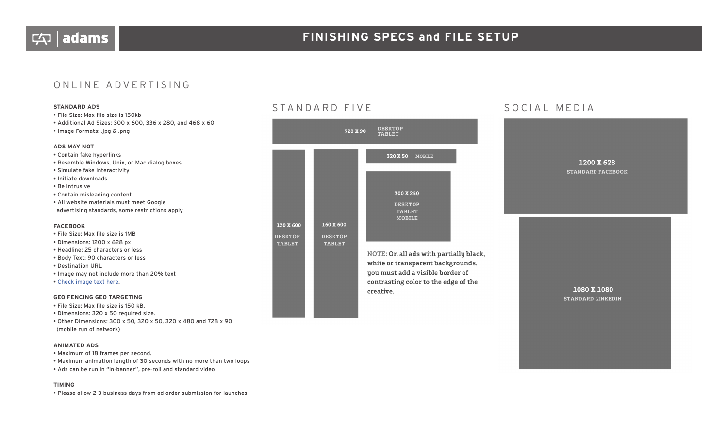# FINISHING SPECS and FILE SETUP

## ONLINE ADVERTISING

**STANDARD ADS**
- File Size: Max file size is 150kb
- Additional Ad Sizes: 300 x 600, 336 x 280, and 468 x 60
- Image Formats: .jpg & .png

**ADS MAY NOT**
- Contain fake hyperlinks
- Resemble Windows, Unix, or Mac dialog boxes
- Simulate fake interactivity
- Initiate downloads
- Be intrusive
- Contain misleading content
- All website materials must meet Google advertising standards, some restrictions apply

**FACEBOOK**
- File Size: Max file size is 1MB
- Dimensions: 1200 x 628 px
- Headline: 25 characters or less
- Body Text: 90 characters or less
- Destination URL
- Image may not include more than 20% text
- Check image text here.

**GEO FENCING GEO TARGETING**
- File Size: Max file size is 150 kB.
- Dimensions: 320 x 50 required size.
- Other Dimensions: 300 x 50, 320 x 50, 320 x 480 and 728 x 90 (mobile run of network)

**ANIMATED ADS**
- Maximum of 18 frames per second.
- Maximum animation length of 30 seconds with no more than two loops
- Ads can be run in "in-banner", pre-roll and standard video

**TIMING**
- Please allow 2-3 business days from ad order submission for launches

## STANDARD FIVE

728 X 90 DESKTOP TABLET

120 X 600 DESKTOP TABLET

160 X 600 DESKTOP TABLET

320 X 50 MOBILE

300 X 250 DESKTOP TABLET MOBILE

NOTE: On all ads with partially black, white or transparent backgrounds, you must add a visible border of contrasting color to the edge of the creative.

## SOCIAL MEDIA

1200 X 628 STANDARD FACEBOOK

1080 X 1080 STANDARD LINKEDIN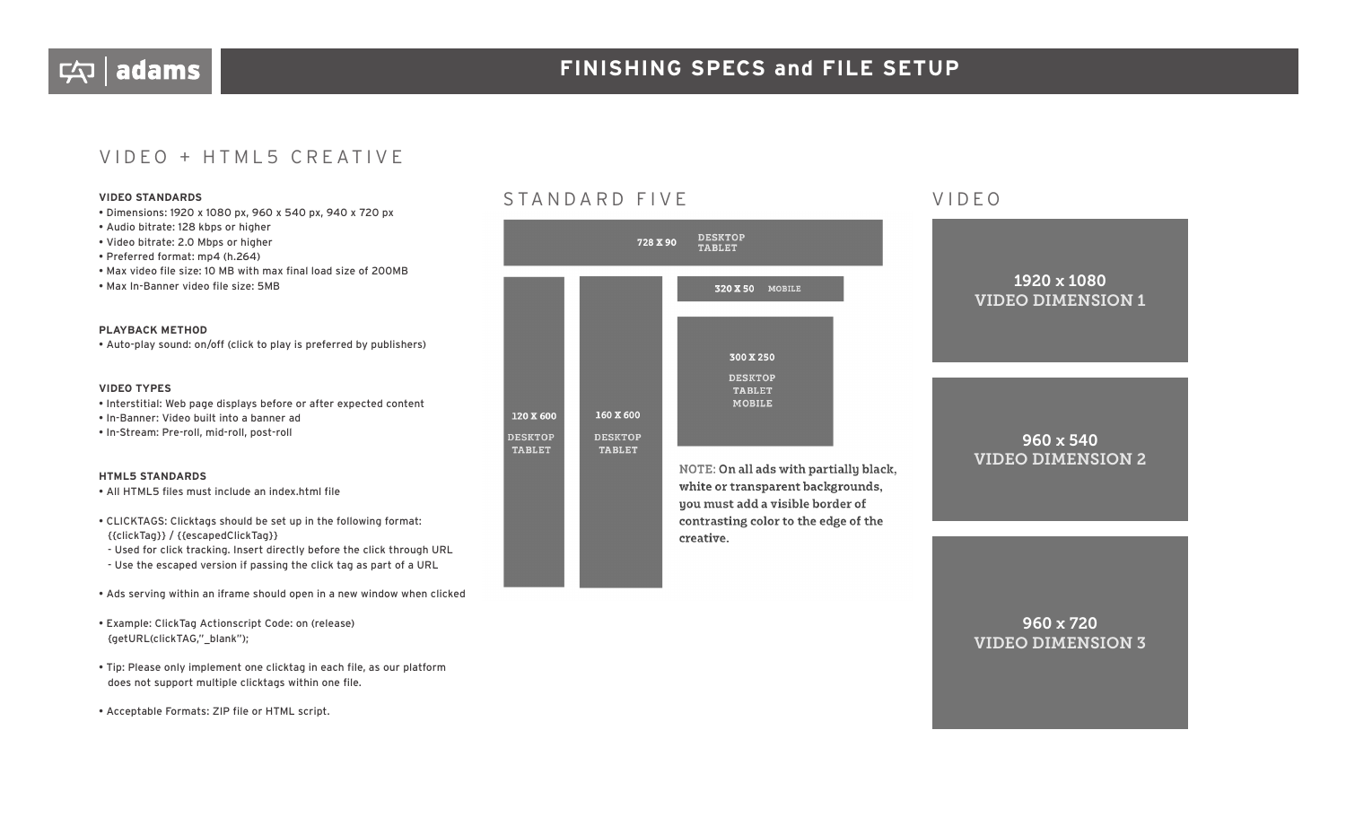# FINISHING SPECS and FILE SETUP

## VIDEO + HTML5 CREATIVE

**VIDEO STANDARDS**

- Dimensions: 1920 x 1080 px, 960 x 540 px, 940 x 720 px
- Audio bitrate: 128 kbps or higher
- Video bitrate: 2.0 Mbps or higher
- Preferred format: mp4 (h.264)
- Max video file size: 10 MB with max final load size of 200MB
- Max In-Banner video file size: 5MB

**PLAYBACK METHOD**

- Auto-play sound: on/off (click to play is preferred by publishers)

**VIDEO TYPES**

- Interstitial: Web page displays before or after expected content
- In-Banner: Video built into a banner ad
- In-Stream: Pre-roll, mid-roll, post-roll

**HTML5 STANDARDS**

- All HTML5 files must include an index.html file
- CLICKTAGS: Clicktags should be set up in the following format: {{clickTag}} / {{escapedClickTag}}
  - Used for click tracking. Insert directly before the click through URL
  - Use the escaped version if passing the click tag as part of a URL
- Ads serving within an iframe should open in a new window when clicked
- Example: ClickTag Actionscript Code: on (release) {getURL(clickTAG,"_blank");
- Tip: Please only implement one clicktag in each file, as our platform does not support multiple clicktags within one file.
- Acceptable Formats: ZIP file or HTML script.

## STANDARD FIVE

- 728 X 90 — DESKTOP, TABLET
- 320 X 50 — MOBILE
- 300 X 250 — DESKTOP, TABLET, MOBILE
- 120 X 600 — DESKTOP, TABLET
- 160 X 600 — DESKTOP, TABLET

NOTE: **On all ads with partially black, white or transparent backgrounds, you must add a visible border of contrasting color to the edge of the creative.**

## VIDEO

- 1920 x 1080 — VIDEO DIMENSION 1
- 960 x 540 — VIDEO DIMENSION 2
- 960 x 720 — VIDEO DIMENSION 3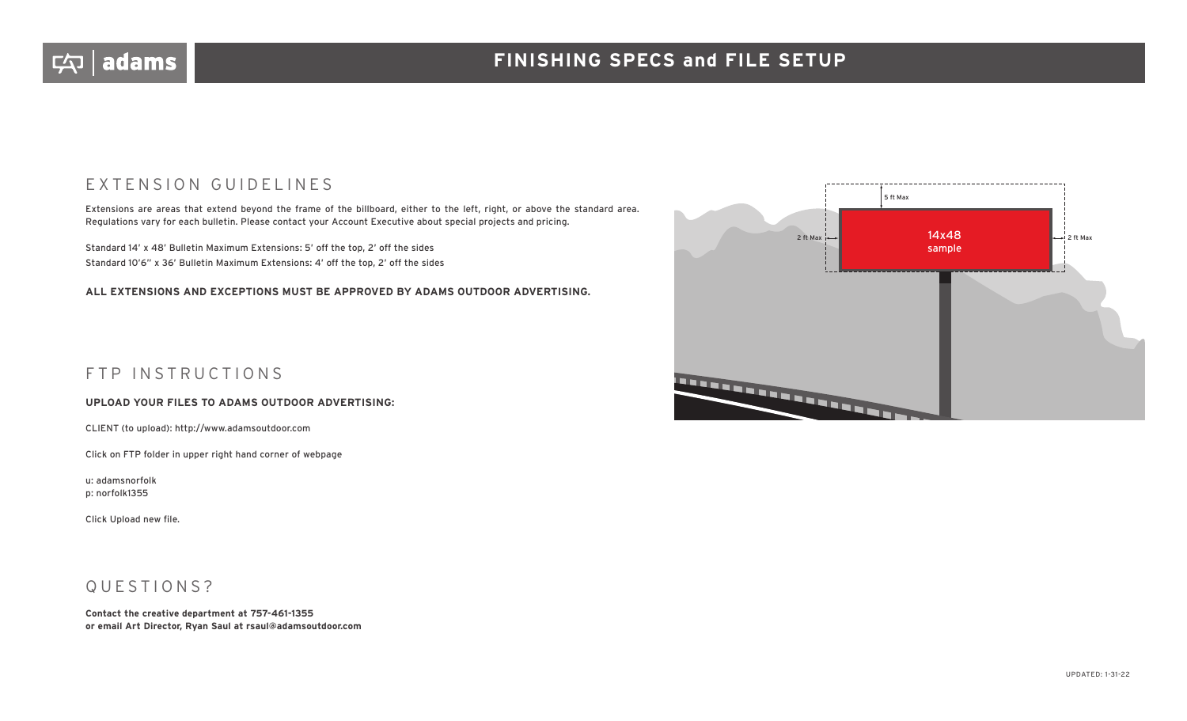# FINISHING SPECS and FILE SETUP

## EXTENSION GUIDELINES

Extensions are areas that extend beyond the frame of the billboard, either to the left, right, or above the standard area. Regulations vary for each bulletin. Please contact your Account Executive about special projects and pricing.

Standard 14' x 48' Bulletin Maximum Extensions: 5' off the top, 2' off the sides

Standard 10'6" x 36' Bulletin Maximum Extensions: 4' off the top, 2' off the sides

**ALL EXTENSIONS AND EXCEPTIONS MUST BE APPROVED BY ADAMS OUTDOOR ADVERTISING.**

5 ft Max

2 ft Max

14x48
sample

2 ft Max

## FTP INSTRUCTIONS

**UPLOAD YOUR FILES TO ADAMS OUTDOOR ADVERTISING:**

CLIENT (to upload): http://www.adamsoutdoor.com

Click on FTP folder in upper right hand corner of webpage

u: adamsnorfolk
p: norfolk1355

Click Upload new file.

## QUESTIONS?

**Contact the creative department at 757-461-1355**
**or email Art Director, Ryan Saul at rsaul@adamsoutdoor.com**

UPDATED: 1-31-22